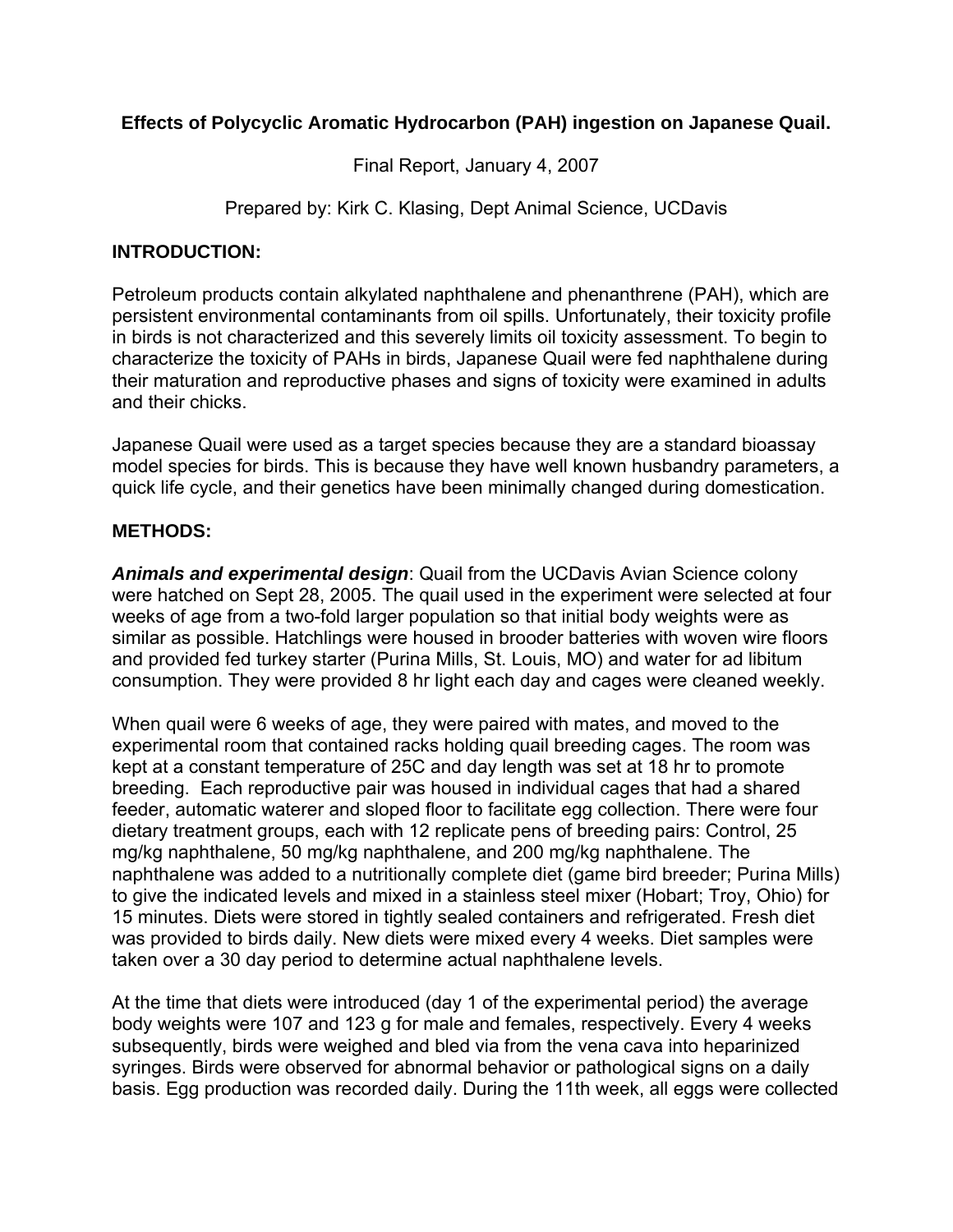**Effects of Polycyclic Aromatic Hydrocarbon (PAH) ingestion on Japanese Quail.**

Final Report, January 4, 2007

Prepared by: Kirk C. Klasing, Dept Animal Science, UCDavis

## INTRODUCTION:

Petroleum products contain alkylated naphthalene and phenanthrene (PAH), which are persistent environmental contaminants from oil spills. Unfortunately, their toxicity profile in birds is not characterized and this severely limits oil toxicity assessment. To begin to characterize the toxicity of PAHs in birds, Japanese Quail were fed naphthalene during their maturation and reproductive phases and signs of toxicity were examined in adults and their chicks.

Japanese Quail were used as a target species because they are a standard bioassay model species for birds. This is because they have well known husbandry parameters, a quick life cycle, and their genetics have been minimally changed during domestication.

## METHODS:

***Animals and experimental design***: Quail from the UCDavis Avian Science colony were hatched on Sept 28, 2005. The quail used in the experiment were selected at four weeks of age from a two-fold larger population so that initial body weights were as similar as possible. Hatchlings were housed in brooder batteries with woven wire floors and provided fed turkey starter (Purina Mills, St. Louis, MO) and water for ad libitum consumption. They were provided 8 hr light each day and cages were cleaned weekly.

When quail were 6 weeks of age, they were paired with mates, and moved to the experimental room that contained racks holding quail breeding cages. The room was kept at a constant temperature of 25C and day length was set at 18 hr to promote breeding. Each reproductive pair was housed in individual cages that had a shared feeder, automatic waterer and sloped floor to facilitate egg collection. There were four dietary treatment groups, each with 12 replicate pens of breeding pairs: Control, 25 mg/kg naphthalene, 50 mg/kg naphthalene, and 200 mg/kg naphthalene. The naphthalene was added to a nutritionally complete diet (game bird breeder; Purina Mills) to give the indicated levels and mixed in a stainless steel mixer (Hobart; Troy, Ohio) for 15 minutes. Diets were stored in tightly sealed containers and refrigerated. Fresh diet was provided to birds daily. New diets were mixed every 4 weeks. Diet samples were taken over a 30 day period to determine actual naphthalene levels.

At the time that diets were introduced (day 1 of the experimental period) the average body weights were 107 and 123 g for male and females, respectively. Every 4 weeks subsequently, birds were weighed and bled via from the vena cava into heparinized syringes. Birds were observed for abnormal behavior or pathological signs on a daily basis. Egg production was recorded daily. During the 11th week, all eggs were collected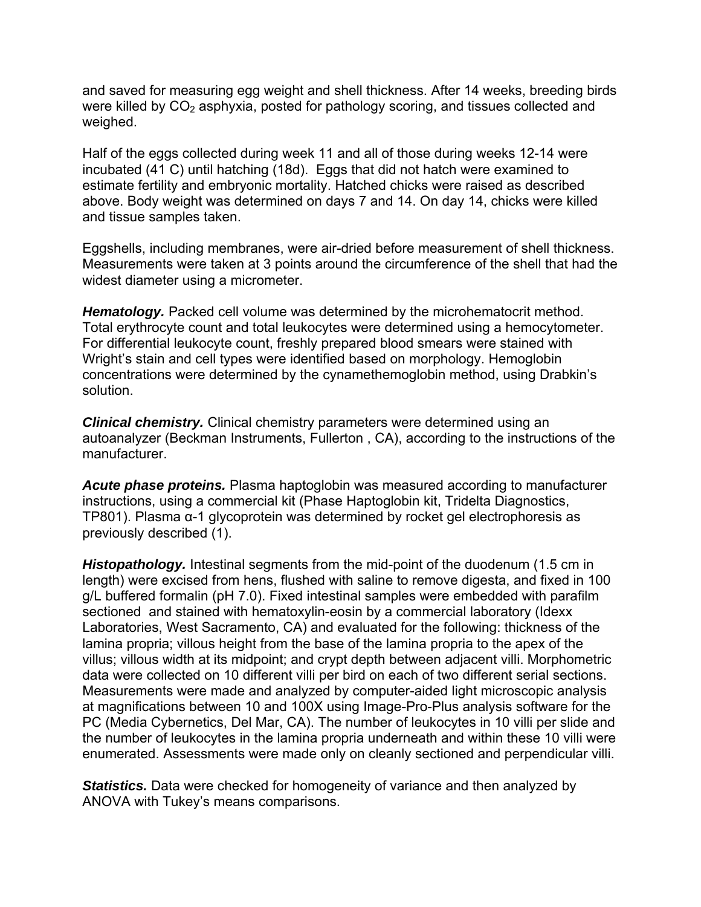and saved for measuring egg weight and shell thickness. After 14 weeks, breeding birds were killed by $CO_2$ asphyxia, posted for pathology scoring, and tissues collected and weighed.

Half of the eggs collected during week 11 and all of those during weeks 12-14 were incubated (41 C) until hatching (18d). Eggs that did not hatch were examined to estimate fertility and embryonic mortality. Hatched chicks were raised as described above. Body weight was determined on days 7 and 14. On day 14, chicks were killed and tissue samples taken.

Eggshells, including membranes, were air-dried before measurement of shell thickness. Measurements were taken at 3 points around the circumference of the shell that had the widest diameter using a micrometer.

***Hematology.*** Packed cell volume was determined by the microhematocrit method. Total erythrocyte count and total leukocytes were determined using a hemocytometer. For differential leukocyte count, freshly prepared blood smears were stained with Wright's stain and cell types were identified based on morphology. Hemoglobin concentrations were determined by the cynamethemoglobin method, using Drabkin's solution.

***Clinical chemistry.*** Clinical chemistry parameters were determined using an autoanalyzer (Beckman Instruments, Fullerton , CA), according to the instructions of the manufacturer.

***Acute phase proteins.*** Plasma haptoglobin was measured according to manufacturer instructions, using a commercial kit (Phase Haptoglobin kit, Tridelta Diagnostics, TP801). Plasma α-1 glycoprotein was determined by rocket gel electrophoresis as previously described (1).

***Histopathology.*** Intestinal segments from the mid-point of the duodenum (1.5 cm in length) were excised from hens, flushed with saline to remove digesta, and fixed in 100 g/L buffered formalin (pH 7.0). Fixed intestinal samples were embedded with parafilm sectioned and stained with hematoxylin-eosin by a commercial laboratory (Idexx Laboratories, West Sacramento, CA) and evaluated for the following: thickness of the lamina propria; villous height from the base of the lamina propria to the apex of the villus; villous width at its midpoint; and crypt depth between adjacent villi. Morphometric data were collected on 10 different villi per bird on each of two different serial sections. Measurements were made and analyzed by computer-aided light microscopic analysis at magnifications between 10 and 100X using Image-Pro-Plus analysis software for the PC (Media Cybernetics, Del Mar, CA). The number of leukocytes in 10 villi per slide and the number of leukocytes in the lamina propria underneath and within these 10 villi were enumerated. Assessments were made only on cleanly sectioned and perpendicular villi.

***Statistics.*** Data were checked for homogeneity of variance and then analyzed by ANOVA with Tukey's means comparisons.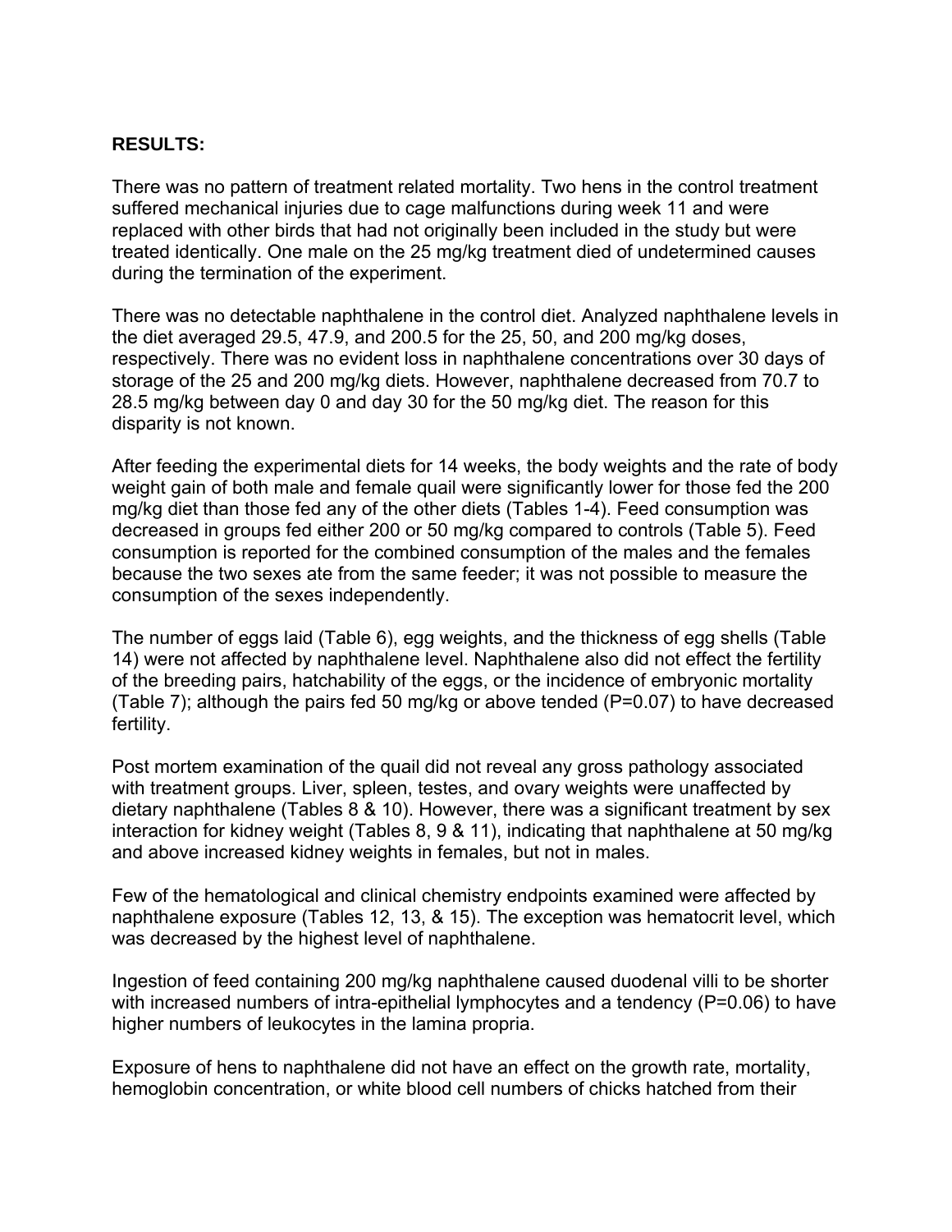**RESULTS:**

There was no pattern of treatment related mortality. Two hens in the control treatment suffered mechanical injuries due to cage malfunctions during week 11 and were replaced with other birds that had not originally been included in the study but were treated identically. One male on the 25 mg/kg treatment died of undetermined causes during the termination of the experiment.

There was no detectable naphthalene in the control diet. Analyzed naphthalene levels in the diet averaged 29.5, 47.9, and 200.5 for the 25, 50, and 200 mg/kg doses, respectively. There was no evident loss in naphthalene concentrations over 30 days of storage of the 25 and 200 mg/kg diets. However, naphthalene decreased from 70.7 to 28.5 mg/kg between day 0 and day 30 for the 50 mg/kg diet. The reason for this disparity is not known.

After feeding the experimental diets for 14 weeks, the body weights and the rate of body weight gain of both male and female quail were significantly lower for those fed the 200 mg/kg diet than those fed any of the other diets (Tables 1-4). Feed consumption was decreased in groups fed either 200 or 50 mg/kg compared to controls (Table 5). Feed consumption is reported for the combined consumption of the males and the females because the two sexes ate from the same feeder; it was not possible to measure the consumption of the sexes independently.

The number of eggs laid (Table 6), egg weights, and the thickness of egg shells (Table 14) were not affected by naphthalene level. Naphthalene also did not effect the fertility of the breeding pairs, hatchability of the eggs, or the incidence of embryonic mortality (Table 7); although the pairs fed 50 mg/kg or above tended ($P=0.07$) to have decreased fertility.

Post mortem examination of the quail did not reveal any gross pathology associated with treatment groups. Liver, spleen, testes, and ovary weights were unaffected by dietary naphthalene (Tables 8 & 10). However, there was a significant treatment by sex interaction for kidney weight (Tables 8, 9 & 11), indicating that naphthalene at 50 mg/kg and above increased kidney weights in females, but not in males.

Few of the hematological and clinical chemistry endpoints examined were affected by naphthalene exposure (Tables 12, 13, & 15). The exception was hematocrit level, which was decreased by the highest level of naphthalene.

Ingestion of feed containing 200 mg/kg naphthalene caused duodenal villi to be shorter with increased numbers of intra-epithelial lymphocytes and a tendency ($P=0.06$) to have higher numbers of leukocytes in the lamina propria.

Exposure of hens to naphthalene did not have an effect on the growth rate, mortality, hemoglobin concentration, or white blood cell numbers of chicks hatched from their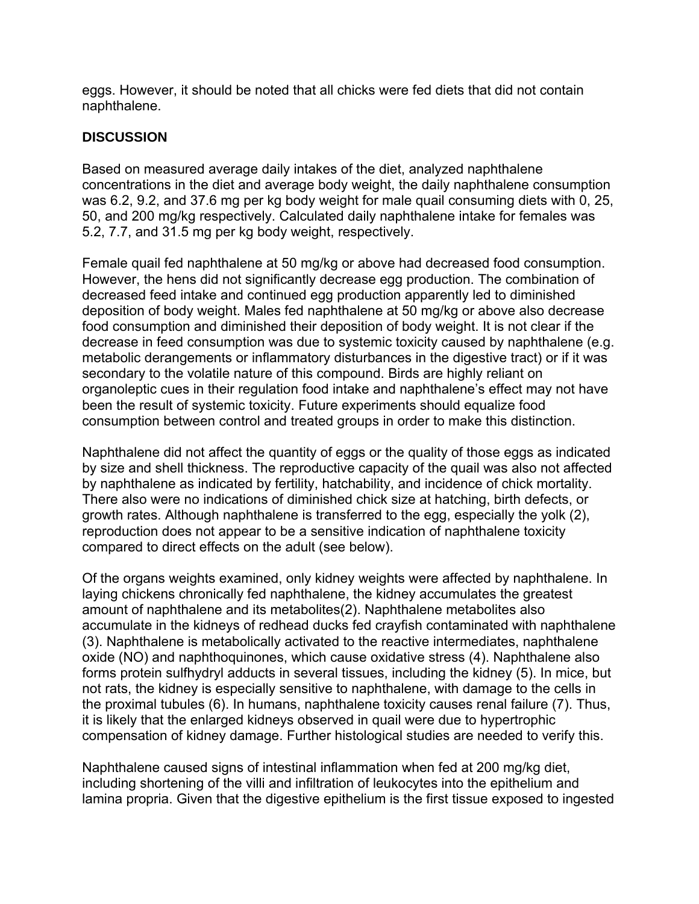eggs. However, it should be noted that all chicks were fed diets that did not contain naphthalene.

## DISCUSSION

Based on measured average daily intakes of the diet, analyzed naphthalene concentrations in the diet and average body weight, the daily naphthalene consumption was 6.2, 9.2, and 37.6 mg per kg body weight for male quail consuming diets with 0, 25, 50, and 200 mg/kg respectively. Calculated daily naphthalene intake for females was 5.2, 7.7, and 31.5 mg per kg body weight, respectively.

Female quail fed naphthalene at 50 mg/kg or above had decreased food consumption. However, the hens did not significantly decrease egg production. The combination of decreased feed intake and continued egg production apparently led to diminished deposition of body weight. Males fed naphthalene at 50 mg/kg or above also decrease food consumption and diminished their deposition of body weight. It is not clear if the decrease in feed consumption was due to systemic toxicity caused by naphthalene (e.g. metabolic derangements or inflammatory disturbances in the digestive tract) or if it was secondary to the volatile nature of this compound. Birds are highly reliant on organoleptic cues in their regulation food intake and naphthalene's effect may not have been the result of systemic toxicity. Future experiments should equalize food consumption between control and treated groups in order to make this distinction.

Naphthalene did not affect the quantity of eggs or the quality of those eggs as indicated by size and shell thickness. The reproductive capacity of the quail was also not affected by naphthalene as indicated by fertility, hatchability, and incidence of chick mortality. There also were no indications of diminished chick size at hatching, birth defects, or growth rates. Although naphthalene is transferred to the egg, especially the yolk (2), reproduction does not appear to be a sensitive indication of naphthalene toxicity compared to direct effects on the adult (see below).

Of the organs weights examined, only kidney weights were affected by naphthalene. In laying chickens chronically fed naphthalene, the kidney accumulates the greatest amount of naphthalene and its metabolites(2). Naphthalene metabolites also accumulate in the kidneys of redhead ducks fed crayfish contaminated with naphthalene (3). Naphthalene is metabolically activated to the reactive intermediates, naphthalene oxide (NO) and naphthoquinones, which cause oxidative stress (4). Naphthalene also forms protein sulfhydryl adducts in several tissues, including the kidney (5). In mice, but not rats, the kidney is especially sensitive to naphthalene, with damage to the cells in the proximal tubules (6). In humans, naphthalene toxicity causes renal failure (7). Thus, it is likely that the enlarged kidneys observed in quail were due to hypertrophic compensation of kidney damage. Further histological studies are needed to verify this.

Naphthalene caused signs of intestinal inflammation when fed at 200 mg/kg diet, including shortening of the villi and infiltration of leukocytes into the epithelium and lamina propria. Given that the digestive epithelium is the first tissue exposed to ingested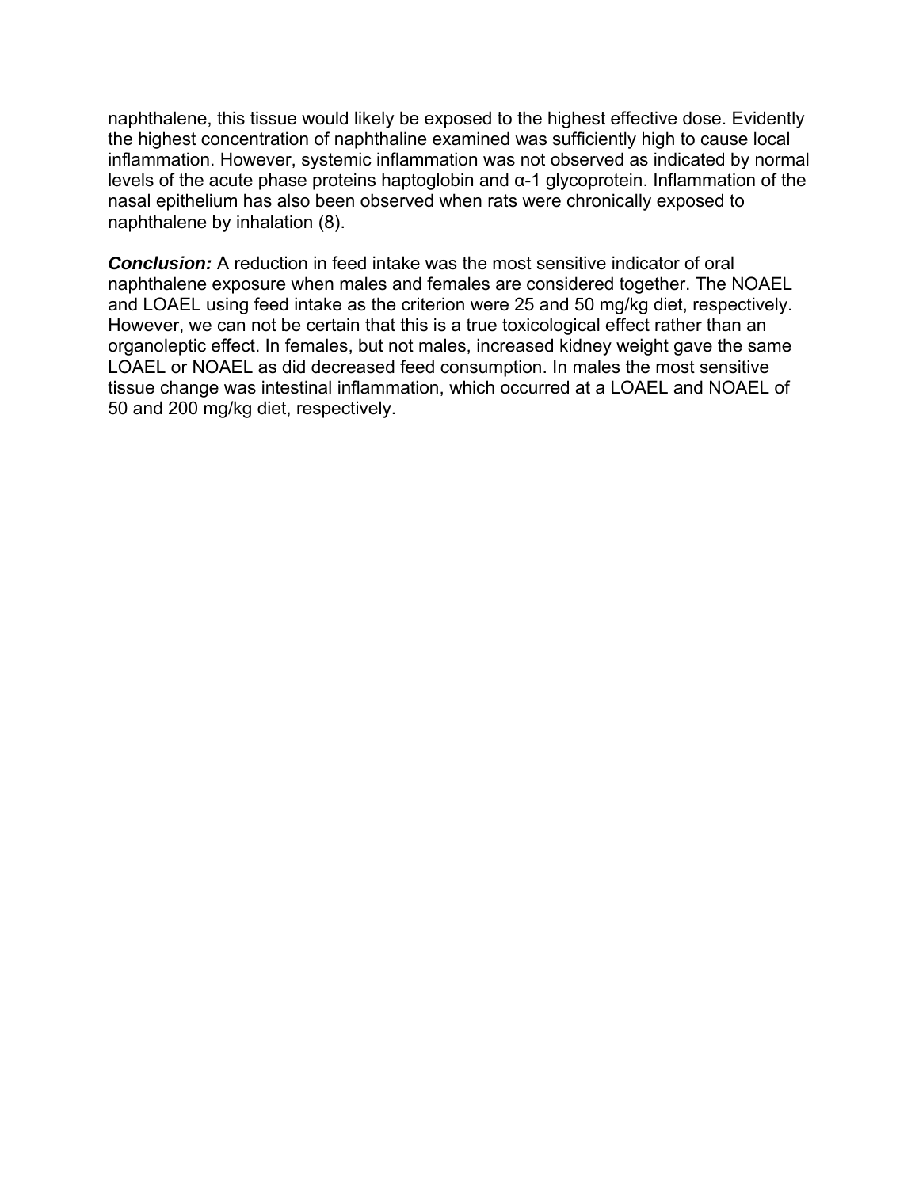naphthalene, this tissue would likely be exposed to the highest effective dose. Evidently the highest concentration of naphthaline examined was sufficiently high to cause local inflammation. However, systemic inflammation was not observed as indicated by normal levels of the acute phase proteins haptoglobin and α-1 glycoprotein. Inflammation of the nasal epithelium has also been observed when rats were chronically exposed to naphthalene by inhalation (8).

***Conclusion:*** A reduction in feed intake was the most sensitive indicator of oral naphthalene exposure when males and females are considered together. The NOAEL and LOAEL using feed intake as the criterion were 25 and 50 mg/kg diet, respectively. However, we can not be certain that this is a true toxicological effect rather than an organoleptic effect. In females, but not males, increased kidney weight gave the same LOAEL or NOAEL as did decreased feed consumption. In males the most sensitive tissue change was intestinal inflammation, which occurred at a LOAEL and NOAEL of 50 and 200 mg/kg diet, respectively.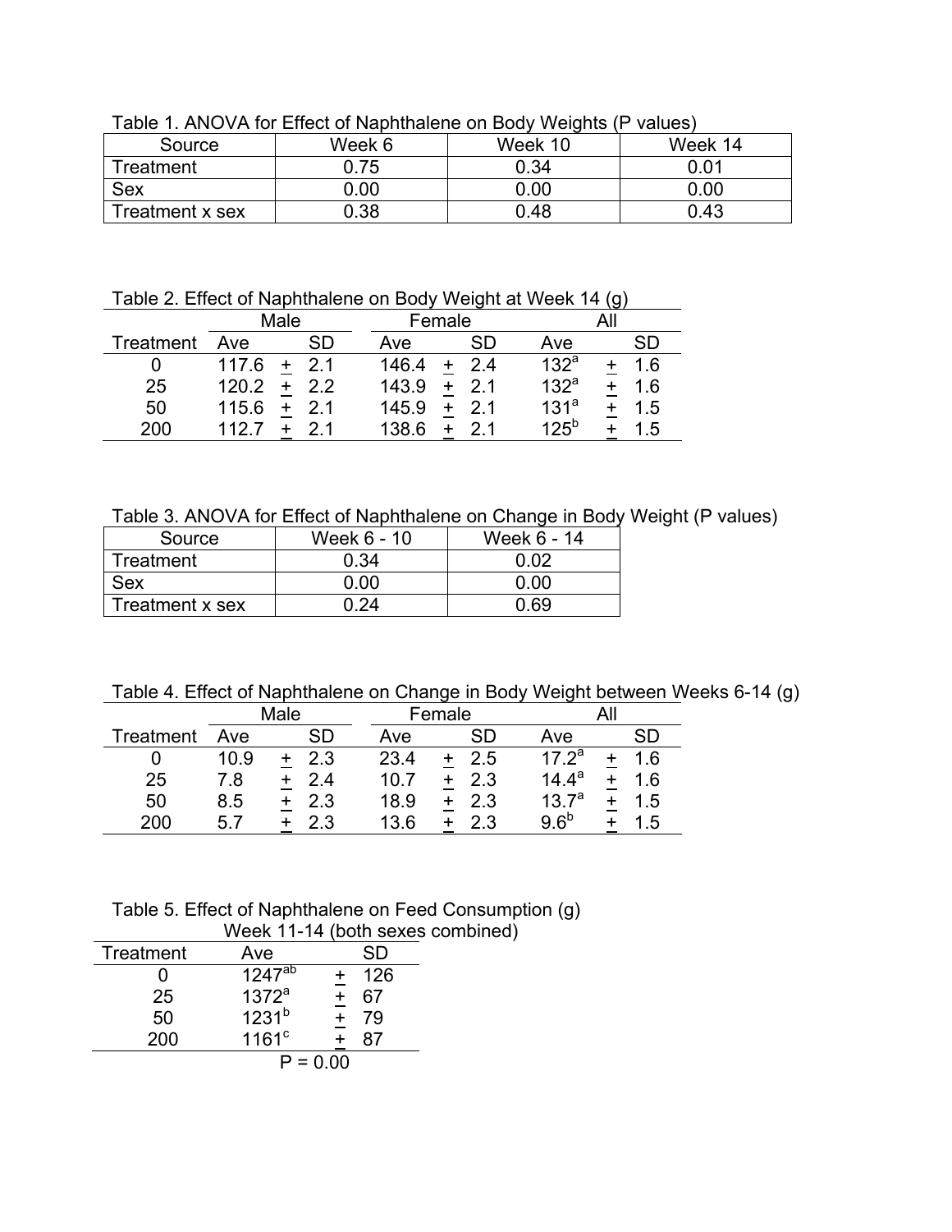Table 1. ANOVA for Effect of Naphthalene on Body Weights (P values)

| Source | Week 6 | Week 10 | Week 14 |
|---|---|---|---|
| Treatment | 0.75 | 0.34 | 0.01 |
| Sex | 0.00 | 0.00 | 0.00 |
| Treatment x sex | 0.38 | 0.48 | 0.43 |

Table 2. Effect of Naphthalene on Body Weight at Week 14 (g)

| | Male | | | Female | | | All | | |
|---|---|---|---|---|---|---|---|---|---|
| Treatment | Ave | | SD | Ave | | SD | Ave | | SD |
| 0 | 117.6 | ± | 2.1 | 146.4 | ± | 2.4 | 132[a] | ± | 1.6 |
| 25 | 120.2 | ± | 2.2 | 143.9 | ± | 2.1 | 132[a] | ± | 1.6 |
| 50 | 115.6 | ± | 2.1 | 145.9 | ± | 2.1 | 131[a] | ± | 1.5 |
| 200 | 112.7 | ± | 2.1 | 138.6 | ± | 2.1 | 125[b] | ± | 1.5 |

Table 3. ANOVA for Effect of Naphthalene on Change in Body Weight (P values)

| Source | Week 6 - 10 | Week 6 - 14 |
|---|---|---|
| Treatment | 0.34 | 0.02 |
| Sex | 0.00 | 0.00 |
| Treatment x sex | 0.24 | 0.69 |

Table 4. Effect of Naphthalene on Change in Body Weight between Weeks 6-14 (g)

| | Male | | | Female | | | All | | |
|---|---|---|---|---|---|---|---|---|---|
| Treatment | Ave | | SD | Ave | | SD | Ave | | SD |
| 0 | 10.9 | ± | 2.3 | 23.4 | ± | 2.5 | 17.2[a] | ± | 1.6 |
| 25 | 7.8 | ± | 2.4 | 10.7 | ± | 2.3 | 14.4[a] | ± | 1.6 |
| 50 | 8.5 | ± | 2.3 | 18.9 | ± | 2.3 | 13.7[a] | ± | 1.5 |
| 200 | 5.7 | ± | 2.3 | 13.6 | ± | 2.3 | 9.6[b] | ± | 1.5 |

Table 5. Effect of Naphthalene on Feed Consumption (g)
Week 11-14 (both sexes combined)

| Treatment | Ave | | SD |
|---|---|---|---|
| 0 | 1247[ab] | ± | 126 |
| 25 | 1372[a] | ± | 67 |
| 50 | 1231[b] | ± | 79 |
| 200 | 1161[c] | ± | 87 |

P = 0.00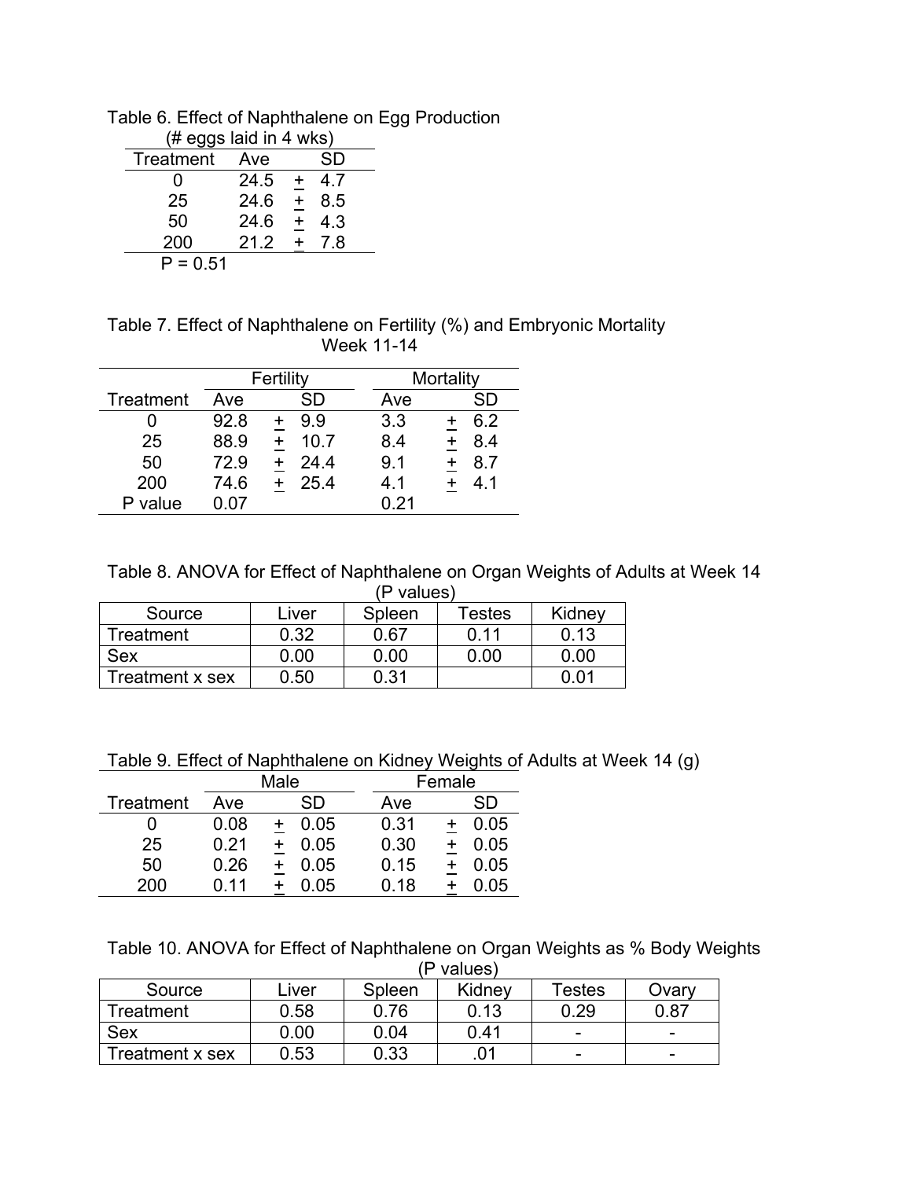Table 6. Effect of Naphthalene on Egg Production (# eggs laid in 4 wks)

| Treatment | Ave | | SD |
|---|---|---|---|
| 0 | 24.5 | ± | 4.7 |
| 25 | 24.6 | ± | 8.5 |
| 50 | 24.6 | ± | 4.3 |
| 200 | 21.2 | ± | 7.8 |

P = 0.51

Table 7. Effect of Naphthalene on Fertility (%) and Embryonic Mortality Week 11-14

| | Fertility | | | Mortality | | |
|---|---|---|---|---|---|---|
| Treatment | Ave | | SD | Ave | | SD |
| 0 | 92.8 | ± | 9.9 | 3.3 | ± | 6.2 |
| 25 | 88.9 | ± | 10.7 | 8.4 | ± | 8.4 |
| 50 | 72.9 | ± | 24.4 | 9.1 | ± | 8.7 |
| 200 | 74.6 | ± | 25.4 | 4.1 | ± | 4.1 |
| P value | 0.07 | | | 0.21 | | |

Table 8. ANOVA for Effect of Naphthalene on Organ Weights of Adults at Week 14 (P values)

| Source | Liver | Spleen | Testes | Kidney |
|---|---|---|---|---|
| Treatment | 0.32 | 0.67 | 0.11 | 0.13 |
| Sex | 0.00 | 0.00 | 0.00 | 0.00 |
| Treatment x sex | 0.50 | 0.31 | | 0.01 |

Table 9. Effect of Naphthalene on Kidney Weights of Adults at Week 14 (g)

| | Male | | | Female | | |
|---|---|---|---|---|---|---|
| Treatment | Ave | | SD | Ave | | SD |
| 0 | 0.08 | ± | 0.05 | 0.31 | ± | 0.05 |
| 25 | 0.21 | ± | 0.05 | 0.30 | ± | 0.05 |
| 50 | 0.26 | ± | 0.05 | 0.15 | ± | 0.05 |
| 200 | 0.11 | ± | 0.05 | 0.18 | ± | 0.05 |

Table 10. ANOVA for Effect of Naphthalene on Organ Weights as % Body Weights (P values)

| Source | Liver | Spleen | Kidney | Testes | Ovary |
|---|---|---|---|---|---|
| Treatment | 0.58 | 0.76 | 0.13 | 0.29 | 0.87 |
| Sex | 0.00 | 0.04 | 0.41 | - | - |
| Treatment x sex | 0.53 | 0.33 | .01 | - | - |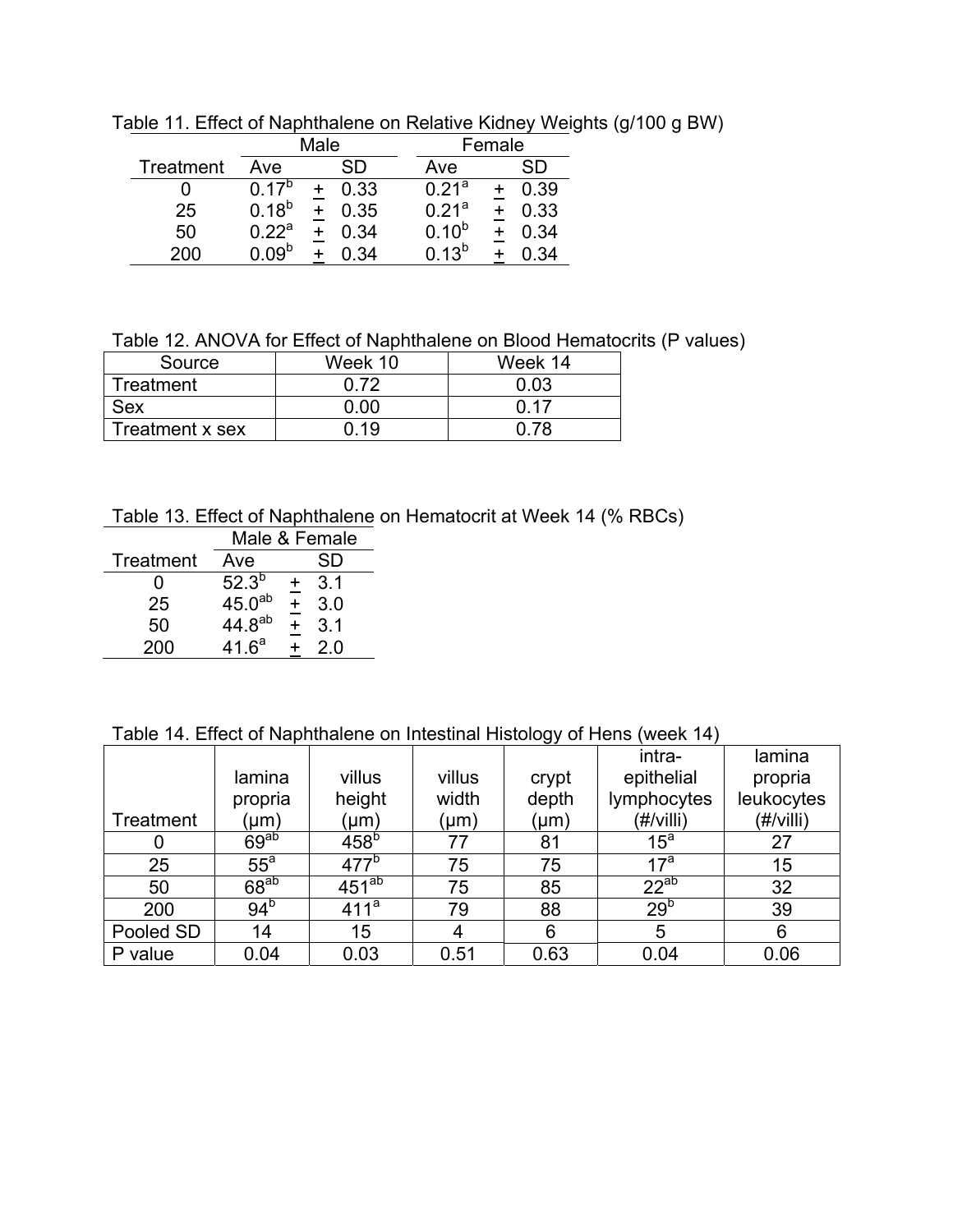Table 11. Effect of Naphthalene on Relative Kidney Weights (g/100 g BW)

| | Male | | Female | |
|---|---|---|---|---|
| Treatment | Ave | SD | Ave | SD |
| 0 | $0.17^{b}$ | ± 0.33 | $0.21^{a}$ | ± 0.39 |
| 25 | $0.18^{b}$ | ± 0.35 | $0.21^{a}$ | ± 0.33 |
| 50 | $0.22^{a}$ | ± 0.34 | $0.10^{b}$ | ± 0.34 |
| 200 | $0.09^{b}$ | ± 0.34 | $0.13^{b}$ | ± 0.34 |

Table 12. ANOVA for Effect of Naphthalene on Blood Hematocrits (P values)

| Source | Week 10 | Week 14 |
|---|---|---|
| Treatment | 0.72 | 0.03 |
| Sex | 0.00 | 0.17 |
| Treatment x sex | 0.19 | 0.78 |

Table 13. Effect of Naphthalene on Hematocrit at Week 14 (% RBCs)

| | Male & Female | |
|---|---|---|
| Treatment | Ave | SD |
| 0 | $52.3^{b}$ | ± 3.1 |
| 25 | $45.0^{ab}$ | ± 3.0 |
| 50 | $44.8^{ab}$ | ± 3.1 |
| 200 | $41.6^{a}$ | ± 2.0 |

Table 14. Effect of Naphthalene on Intestinal Histology of Hens (week 14)

| Treatment | lamina propria (μm) | villus height (μm) | villus width (μm) | crypt depth (μm) | intra-epithelial lymphocytes (#/villi) | lamina propria leukocytes (#/villi) |
|---|---|---|---|---|---|---|
| 0 | $69^{ab}$ | $458^{b}$ | 77 | 81 | $15^{a}$ | 27 |
| 25 | $55^{a}$ | $477^{b}$ | 75 | 75 | $17^{a}$ | 15 |
| 50 | $68^{ab}$ | $451^{ab}$ | 75 | 85 | $22^{ab}$ | 32 |
| 200 | $94^{b}$ | $411^{a}$ | 79 | 88 | $29^{b}$ | 39 |
| Pooled SD | 14 | 15 | 4 | 6 | 5 | 6 |
| P value | 0.04 | 0.03 | 0.51 | 0.63 | 0.04 | 0.06 |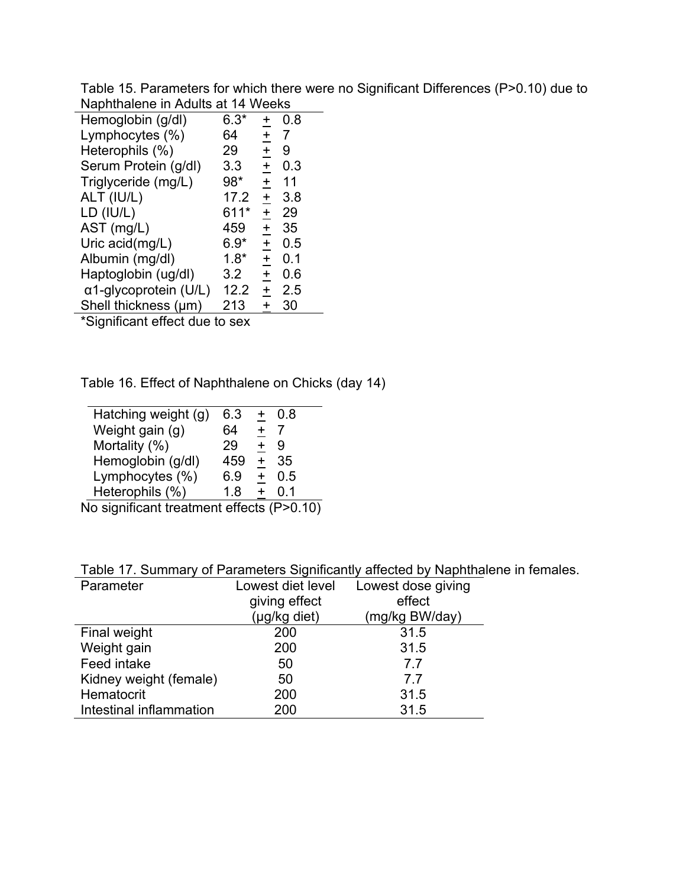Table 15. Parameters for which there were no Significant Differences (P>0.10) due to Naphthalene in Adults at 14 Weeks

| Parameter | Value |
|---|---|
| Hemoglobin (g/dl) | 6.3* ± 0.8 |
| Lymphocytes (%) | 64 ± 7 |
| Heterophils (%) | 29 ± 9 |
| Serum Protein (g/dl) | 3.3 ± 0.3 |
| Triglyceride (mg/L) | 98* ± 11 |
| ALT (IU/L) | 17.2 ± 3.8 |
| LD (IU/L) | 611* ± 29 |
| AST (mg/L) | 459 ± 35 |
| Uric acid(mg/L) | 6.9* ± 0.5 |
| Albumin (mg/dl) | 1.8* ± 0.1 |
| Haptoglobin (ug/dl) | 3.2 ± 0.6 |
| α1-glycoprotein (U/L) | 12.2 ± 2.5 |
| Shell thickness (μm) | 213 ± 30 |

*Significant effect due to sex

Table 16. Effect of Naphthalene on Chicks (day 14)

| Parameter | Value |
|---|---|
| Hatching weight (g) | 6.3 ± 0.8 |
| Weight gain (g) | 64 ± 7 |
| Mortality (%) | 29 ± 9 |
| Hemoglobin (g/dl) | 459 ± 35 |
| Lymphocytes (%) | 6.9 ± 0.5 |
| Heterophils (%) | 1.8 ± 0.1 |

No significant treatment effects (P>0.10)

Table 17. Summary of Parameters Significantly affected by Naphthalene in females.

| Parameter | Lowest diet level giving effect (μg/kg diet) | Lowest dose giving effect (mg/kg BW/day) |
|---|---|---|
| Final weight | 200 | 31.5 |
| Weight gain | 200 | 31.5 |
| Feed intake | 50 | 7.7 |
| Kidney weight (female) | 50 | 7.7 |
| Hematocrit | 200 | 31.5 |
| Intestinal inflammation | 200 | 31.5 |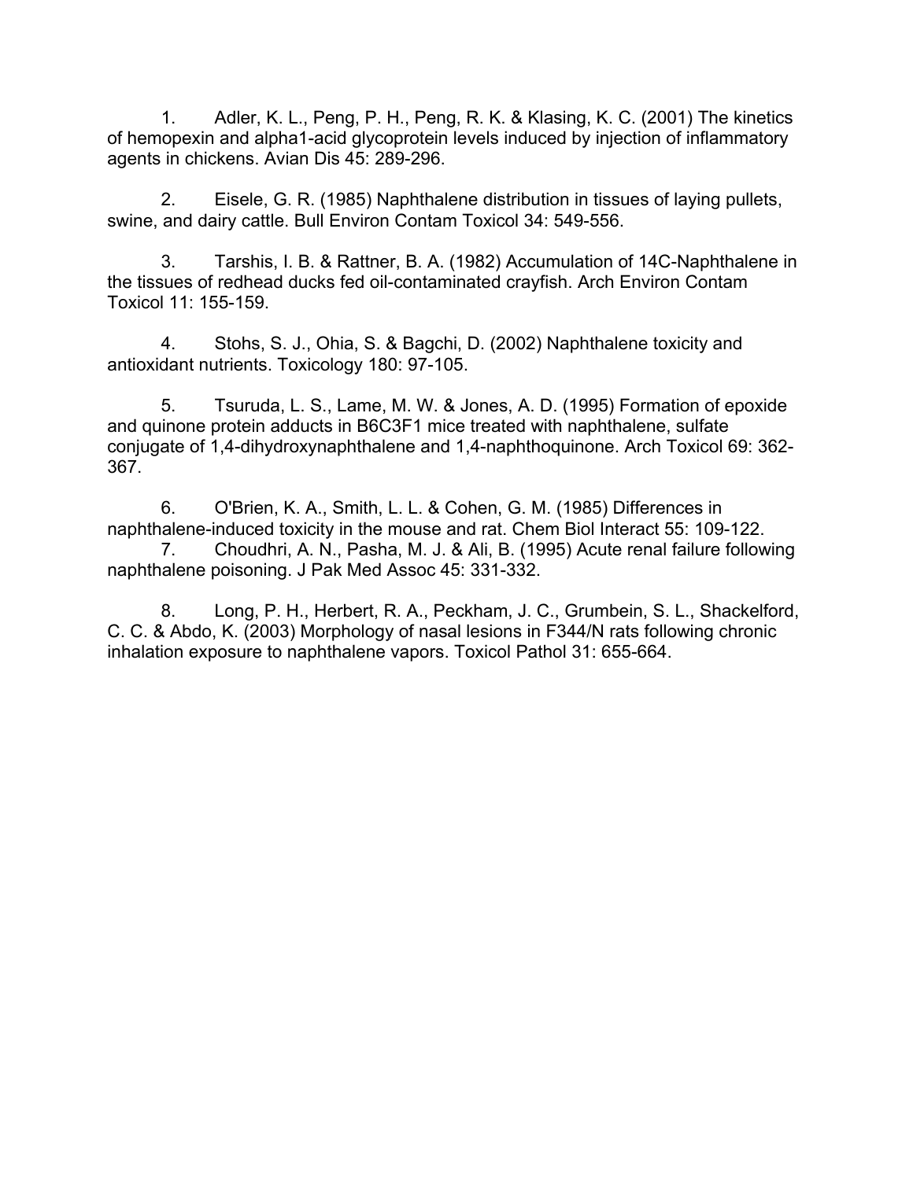1. Adler, K. L., Peng, P. H., Peng, R. K. & Klasing, K. C. (2001) The kinetics of hemopexin and alpha1-acid glycoprotein levels induced by injection of inflammatory agents in chickens. Avian Dis 45: 289-296.

2. Eisele, G. R. (1985) Naphthalene distribution in tissues of laying pullets, swine, and dairy cattle. Bull Environ Contam Toxicol 34: 549-556.

3. Tarshis, I. B. & Rattner, B. A. (1982) Accumulation of 14C-Naphthalene in the tissues of redhead ducks fed oil-contaminated crayfish. Arch Environ Contam Toxicol 11: 155-159.

4. Stohs, S. J., Ohia, S. & Bagchi, D. (2002) Naphthalene toxicity and antioxidant nutrients. Toxicology 180: 97-105.

5. Tsuruda, L. S., Lame, M. W. & Jones, A. D. (1995) Formation of epoxide and quinone protein adducts in B6C3F1 mice treated with naphthalene, sulfate conjugate of 1,4-dihydroxynaphthalene and 1,4-naphthoquinone. Arch Toxicol 69: 362-367.

6. O'Brien, K. A., Smith, L. L. & Cohen, G. M. (1985) Differences in naphthalene-induced toxicity in the mouse and rat. Chem Biol Interact 55: 109-122.

7. Choudhri, A. N., Pasha, M. J. & Ali, B. (1995) Acute renal failure following naphthalene poisoning. J Pak Med Assoc 45: 331-332.

8. Long, P. H., Herbert, R. A., Peckham, J. C., Grumbein, S. L., Shackelford, C. C. & Abdo, K. (2003) Morphology of nasal lesions in F344/N rats following chronic inhalation exposure to naphthalene vapors. Toxicol Pathol 31: 655-664.